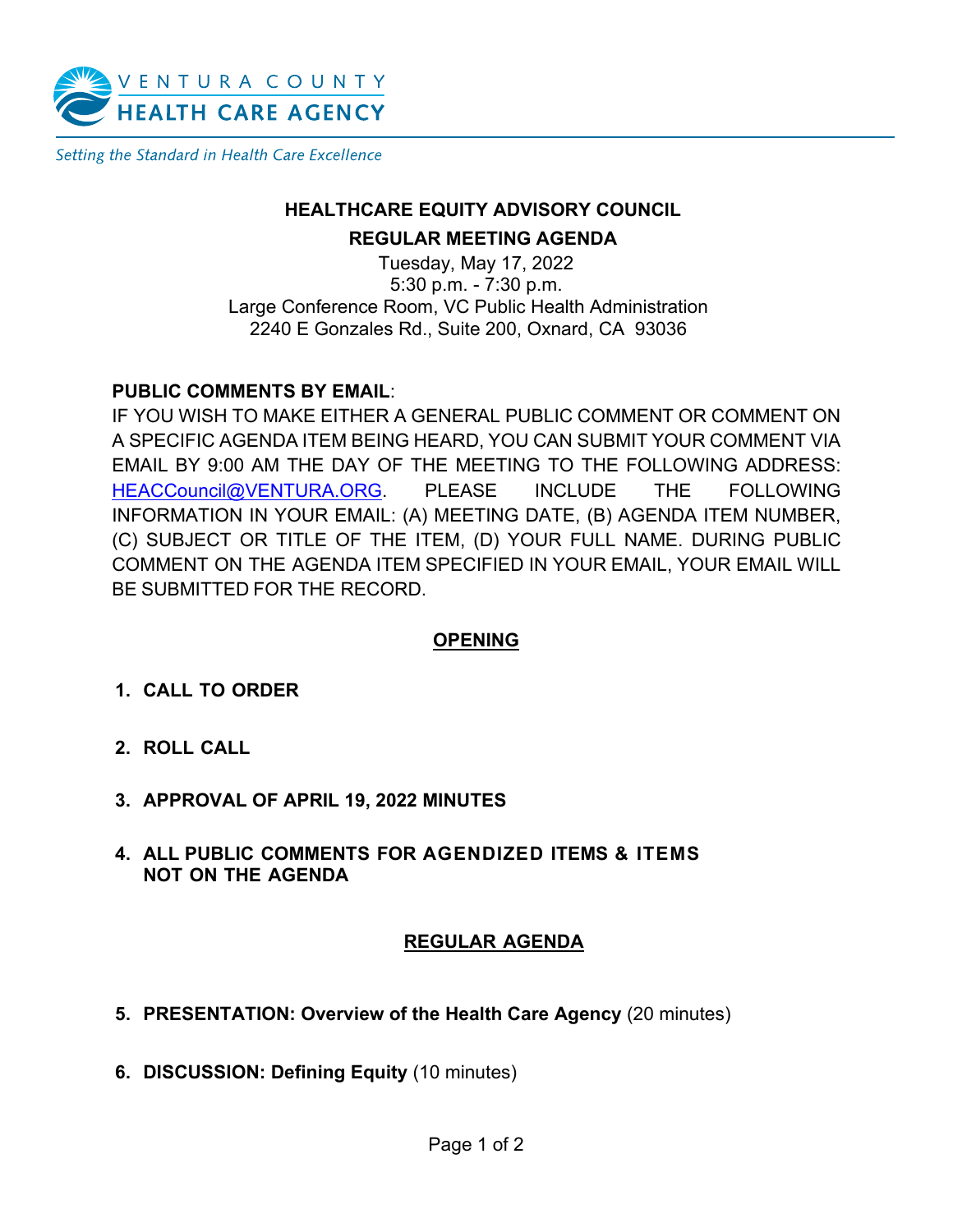VENTURA COUNTY
HEALTH CARE AGENCY

*Setting the Standard in Health Care Excellence*

## HEALTHCARE EQUITY ADVISORY COUNCIL

## REGULAR MEETING AGENDA

Tuesday, May 17, 2022
5:30 p.m. - 7:30 p.m.
Large Conference Room, VC Public Health Administration
2240 E Gonzales Rd., Suite 200, Oxnard, CA 93036

**PUBLIC COMMENTS BY EMAIL**:
IF YOU WISH TO MAKE EITHER A GENERAL PUBLIC COMMENT OR COMMENT ON A SPECIFIC AGENDA ITEM BEING HEARD, YOU CAN SUBMIT YOUR COMMENT VIA EMAIL BY 9:00 AM THE DAY OF THE MEETING TO THE FOLLOWING ADDRESS: HEACCouncil@VENTURA.ORG. PLEASE INCLUDE THE FOLLOWING INFORMATION IN YOUR EMAIL: (A) MEETING DATE, (B) AGENDA ITEM NUMBER, (C) SUBJECT OR TITLE OF THE ITEM, (D) YOUR FULL NAME. DURING PUBLIC COMMENT ON THE AGENDA ITEM SPECIFIED IN YOUR EMAIL, YOUR EMAIL WILL BE SUBMITTED FOR THE RECORD.

### OPENING

1. **CALL TO ORDER**

2. **ROLL CALL**

3. **APPROVAL OF APRIL 19, 2022 MINUTES**

4. **ALL PUBLIC COMMENTS FOR AGENDIZED ITEMS & ITEMS NOT ON THE AGENDA**

### REGULAR AGENDA

5. **PRESENTATION: Overview of the Health Care Agency** (20 minutes)

6. **DISCUSSION: Defining Equity** (10 minutes)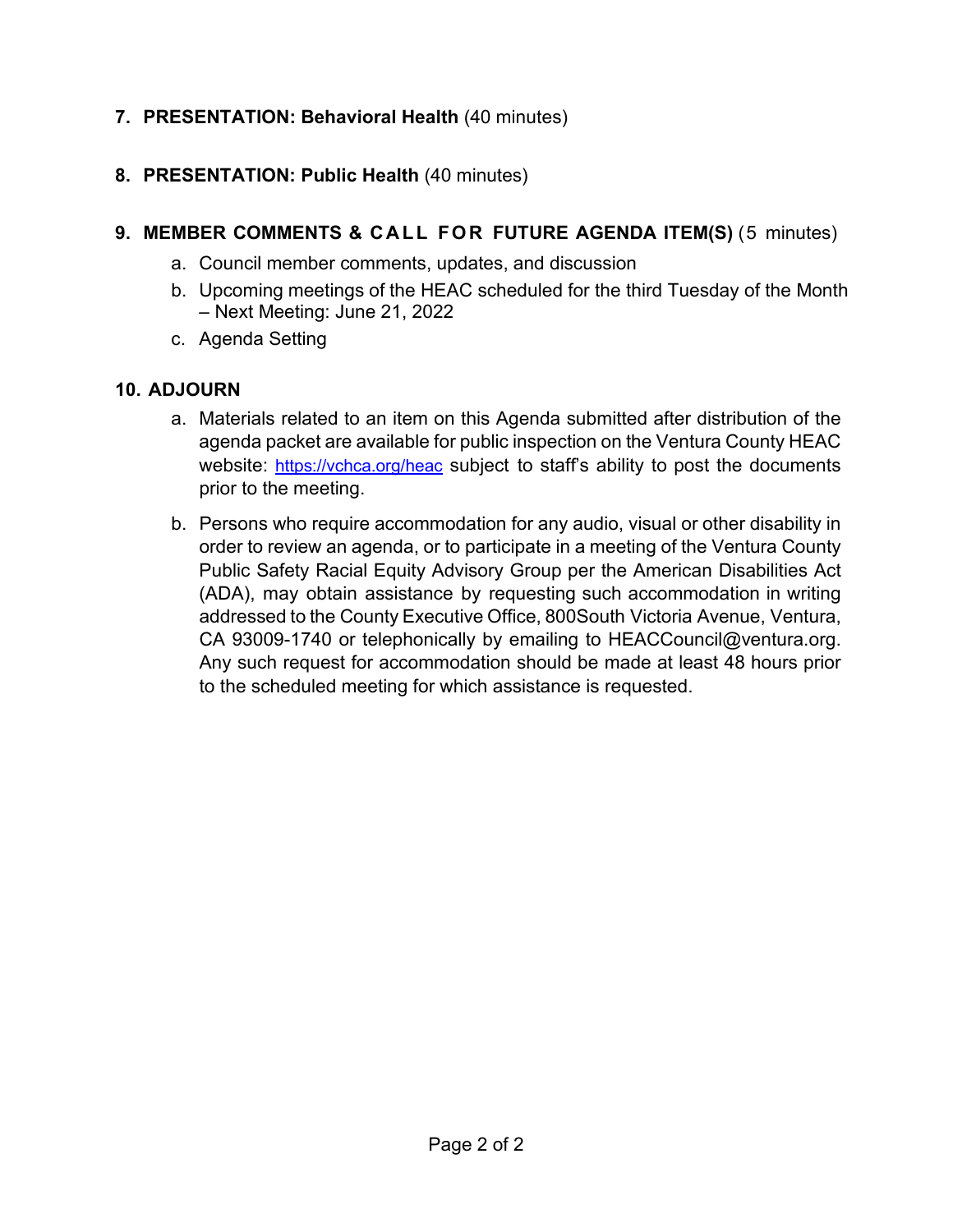7. **PRESENTATION: Behavioral Health** (40 minutes)

8. **PRESENTATION: Public Health** (40 minutes)

9. **MEMBER COMMENTS & CALL FOR FUTURE AGENDA ITEM(S)** (5 minutes)
   a. Council member comments, updates, and discussion
   b. Upcoming meetings of the HEAC scheduled for the third Tuesday of the Month – Next Meeting: June 21, 2022
   c. Agenda Setting

10. **ADJOURN**
    a. Materials related to an item on this Agenda submitted after distribution of the agenda packet are available for public inspection on the Ventura County HEAC website: https://vchca.org/heac subject to staff's ability to post the documents prior to the meeting.
    b. Persons who require accommodation for any audio, visual or other disability in order to review an agenda, or to participate in a meeting of the Ventura County Public Safety Racial Equity Advisory Group per the American Disabilities Act (ADA), may obtain assistance by requesting such accommodation in writing addressed to the County Executive Office, 800South Victoria Avenue, Ventura, CA 93009-1740 or telephonically by emailing to HEACCouncil@ventura.org. Any such request for accommodation should be made at least 48 hours prior to the scheduled meeting for which assistance is requested.